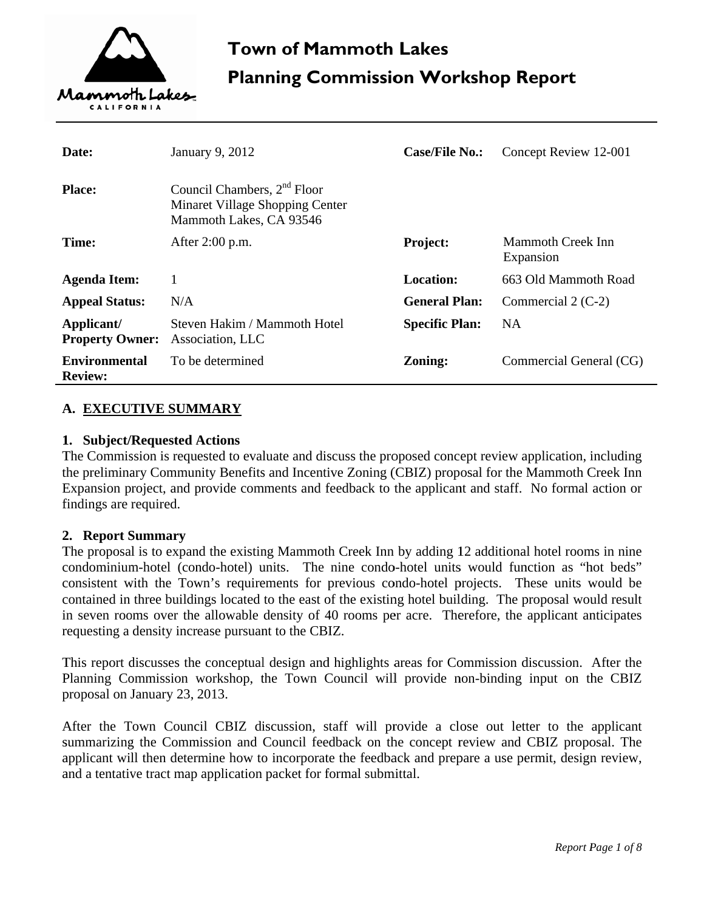# Town of Mammoth Lakes
## Planning Commission Workshop Report

| | | | |
|---|---|---|---|
| **Date:** | January 9, 2012 | **Case/File No.:** | Concept Review 12-001 |
| **Place:** | Council Chambers, 2nd Floor Minaret Village Shopping Center Mammoth Lakes, CA 93546 | | |
| **Time:** | After 2:00 p.m. | **Project:** | Mammoth Creek Inn Expansion |
| **Agenda Item:** | 1 | **Location:** | 663 Old Mammoth Road |
| **Appeal Status:** | N/A | **General Plan:** | Commercial 2 (C-2) |
| **Applicant/ Property Owner:** | Steven Hakim / Mammoth Hotel Association, LLC | **Specific Plan:** | NA |
| **Environmental Review:** | To be determined | **Zoning:** | Commercial General (CG) |

## A. EXECUTIVE SUMMARY

### 1. Subject/Requested Actions

The Commission is requested to evaluate and discuss the proposed concept review application, including the preliminary Community Benefits and Incentive Zoning (CBIZ) proposal for the Mammoth Creek Inn Expansion project, and provide comments and feedback to the applicant and staff. No formal action or findings are required.

### 2. Report Summary

The proposal is to expand the existing Mammoth Creek Inn by adding 12 additional hotel rooms in nine condominium-hotel (condo-hotel) units. The nine condo-hotel units would function as "hot beds" consistent with the Town's requirements for previous condo-hotel projects. These units would be contained in three buildings located to the east of the existing hotel building. The proposal would result in seven rooms over the allowable density of 40 rooms per acre. Therefore, the applicant anticipates requesting a density increase pursuant to the CBIZ.

This report discusses the conceptual design and highlights areas for Commission discussion. After the Planning Commission workshop, the Town Council will provide non-binding input on the CBIZ proposal on January 23, 2013.

After the Town Council CBIZ discussion, staff will provide a close out letter to the applicant summarizing the Commission and Council feedback on the concept review and CBIZ proposal. The applicant will then determine how to incorporate the feedback and prepare a use permit, design review, and a tentative tract map application packet for formal submittal.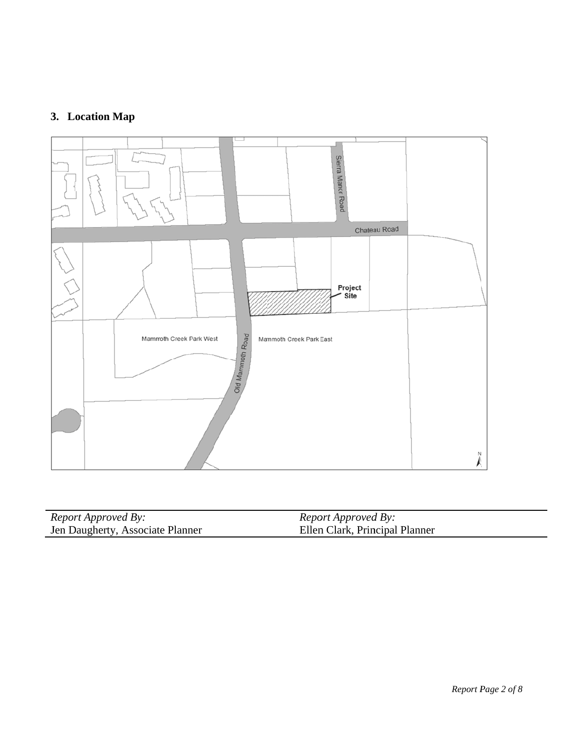## 3. Location Map

| *Report Approved By:* | *Report Approved By:* |
|---|---|
| Jen Daugherty, Associate Planner | Ellen Clark, Principal Planner |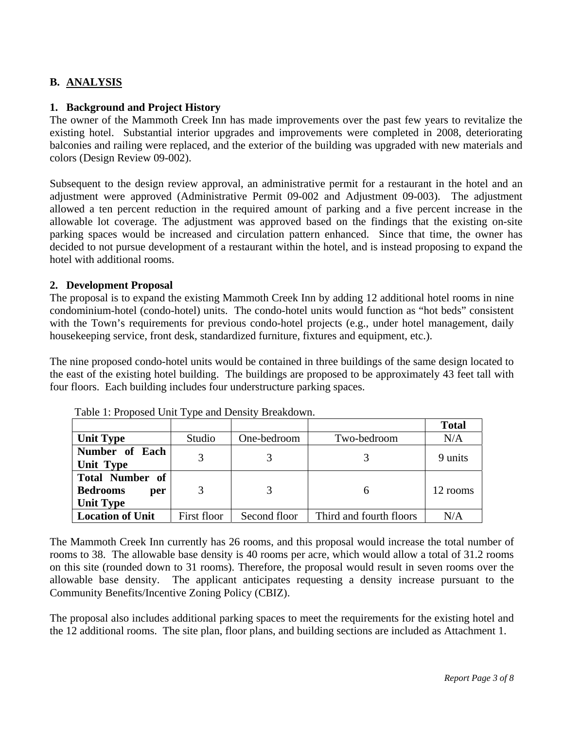## B. ANALYSIS

### 1. Background and Project History

The owner of the Mammoth Creek Inn has made improvements over the past few years to revitalize the existing hotel. Substantial interior upgrades and improvements were completed in 2008, deteriorating balconies and railing were replaced, and the exterior of the building was upgraded with new materials and colors (Design Review 09-002).

Subsequent to the design review approval, an administrative permit for a restaurant in the hotel and an adjustment were approved (Administrative Permit 09-002 and Adjustment 09-003). The adjustment allowed a ten percent reduction in the required amount of parking and a five percent increase in the allowable lot coverage. The adjustment was approved based on the findings that the existing on-site parking spaces would be increased and circulation pattern enhanced. Since that time, the owner has decided to not pursue development of a restaurant within the hotel, and is instead proposing to expand the hotel with additional rooms.

### 2. Development Proposal

The proposal is to expand the existing Mammoth Creek Inn by adding 12 additional hotel rooms in nine condominium-hotel (condo-hotel) units. The condo-hotel units would function as "hot beds" consistent with the Town's requirements for previous condo-hotel projects (e.g., under hotel management, daily housekeeping service, front desk, standardized furniture, fixtures and equipment, etc.).

The nine proposed condo-hotel units would be contained in three buildings of the same design located to the east of the existing hotel building. The buildings are proposed to be approximately 43 feet tall with four floors. Each building includes four understructure parking spaces.

Table 1: Proposed Unit Type and Density Breakdown.

| | | | | **Total** |
|---|---|---|---|---|
| **Unit Type** | Studio | One-bedroom | Two-bedroom | N/A |
| **Number of Each Unit Type** | 3 | 3 | 3 | 9 units |
| **Total Number of Bedrooms per Unit Type** | 3 | 3 | 6 | 12 rooms |
| **Location of Unit** | First floor | Second floor | Third and fourth floors | N/A |

The Mammoth Creek Inn currently has 26 rooms, and this proposal would increase the total number of rooms to 38. The allowable base density is 40 rooms per acre, which would allow a total of 31.2 rooms on this site (rounded down to 31 rooms). Therefore, the proposal would result in seven rooms over the allowable base density. The applicant anticipates requesting a density increase pursuant to the Community Benefits/Incentive Zoning Policy (CBIZ).

The proposal also includes additional parking spaces to meet the requirements for the existing hotel and the 12 additional rooms. The site plan, floor plans, and building sections are included as Attachment 1.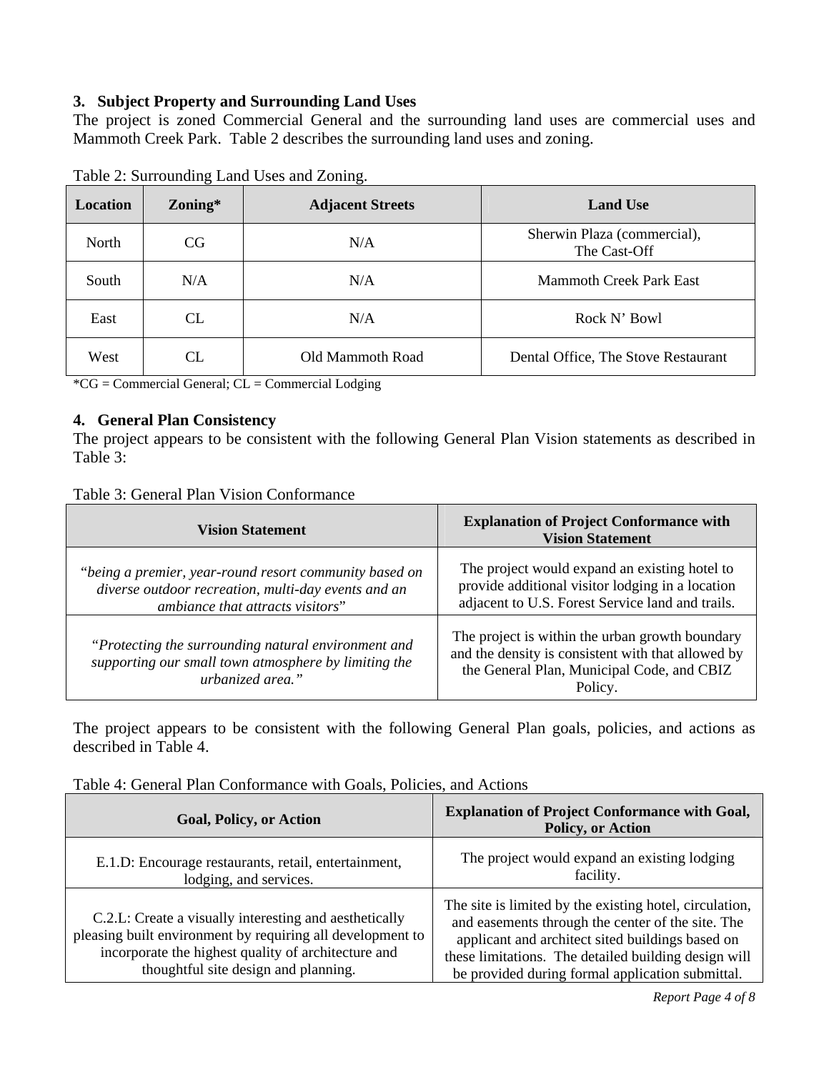### 3. Subject Property and Surrounding Land Uses

The project is zoned Commercial General and the surrounding land uses are commercial uses and Mammoth Creek Park. Table 2 describes the surrounding land uses and zoning.

Table 2: Surrounding Land Uses and Zoning.

| Location | Zoning* | Adjacent Streets | Land Use |
|---|---|---|---|
| North | CG | N/A | Sherwin Plaza (commercial), The Cast-Off |
| South | N/A | N/A | Mammoth Creek Park East |
| East | CL | N/A | Rock N' Bowl |
| West | CL | Old Mammoth Road | Dental Office, The Stove Restaurant |

*CG = Commercial General; CL = Commercial Lodging

### 4. General Plan Consistency

The project appears to be consistent with the following General Plan Vision statements as described in Table 3:

Table 3: General Plan Vision Conformance

| Vision Statement | Explanation of Project Conformance with Vision Statement |
|---|---|
| *"being a premier, year-round resort community based on diverse outdoor recreation, multi-day events and an ambiance that attracts visitors"* | The project would expand an existing hotel to provide additional visitor lodging in a location adjacent to U.S. Forest Service land and trails. |
| *"Protecting the surrounding natural environment and supporting our small town atmosphere by limiting the urbanized area."* | The project is within the urban growth boundary and the density is consistent with that allowed by the General Plan, Municipal Code, and CBIZ Policy. |

The project appears to be consistent with the following General Plan goals, policies, and actions as described in Table 4.

Table 4: General Plan Conformance with Goals, Policies, and Actions

| Goal, Policy, or Action | Explanation of Project Conformance with Goal, Policy, or Action |
|---|---|
| E.1.D: Encourage restaurants, retail, entertainment, lodging, and services. | The project would expand an existing lodging facility. |
| C.2.L: Create a visually interesting and aesthetically pleasing built environment by requiring all development to incorporate the highest quality of architecture and thoughtful site design and planning. | The site is limited by the existing hotel, circulation, and easements through the center of the site. The applicant and architect sited buildings based on these limitations. The detailed building design will be provided during formal application submittal. |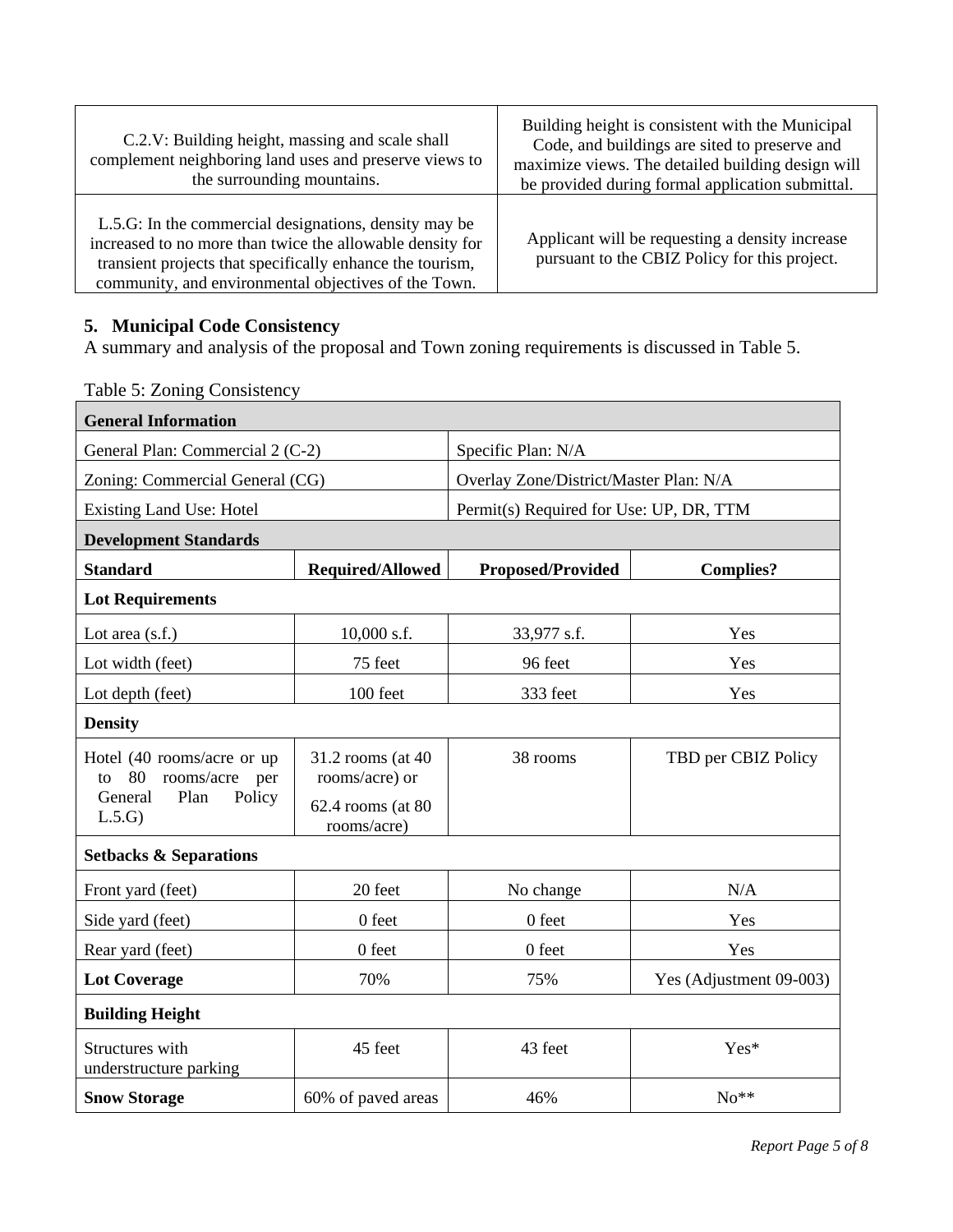| | |
|---|---|
| C.2.V: Building height, massing and scale shall complement neighboring land uses and preserve views to the surrounding mountains. | Building height is consistent with the Municipal Code, and buildings are sited to preserve and maximize views. The detailed building design will be provided during formal application submittal. |
| L.5.G: In the commercial designations, density may be increased to no more than twice the allowable density for transient projects that specifically enhance the tourism, community, and environmental objectives of the Town. | Applicant will be requesting a density increase pursuant to the CBIZ Policy for this project. |

### 5. Municipal Code Consistency

A summary and analysis of the proposal and Town zoning requirements is discussed in Table 5.

Table 5: Zoning Consistency

| **General Information** | | | |
|---|---|---|---|
| General Plan: Commercial 2 (C-2) | | Specific Plan: N/A | |
| Zoning: Commercial General (CG) | | Overlay Zone/District/Master Plan: N/A | |
| Existing Land Use: Hotel | | Permit(s) Required for Use: UP, DR, TTM | |
| **Development Standards** | | | |
| **Standard** | **Required/Allowed** | **Proposed/Provided** | **Complies?** |
| **Lot Requirements** | | | |
| Lot area (s.f.) | 10,000 s.f. | 33,977 s.f. | Yes |
| Lot width (feet) | 75 feet | 96 feet | Yes |
| Lot depth (feet) | 100 feet | 333 feet | Yes |
| **Density** | | | |
| Hotel (40 rooms/acre or up to 80 rooms/acre per General Plan Policy L.5.G) | 31.2 rooms (at 40 rooms/acre) or 62.4 rooms (at 80 rooms/acre) | 38 rooms | TBD per CBIZ Policy |
| **Setbacks & Separations** | | | |
| Front yard (feet) | 20 feet | No change | N/A |
| Side yard (feet) | 0 feet | 0 feet | Yes |
| Rear yard (feet) | 0 feet | 0 feet | Yes |
| **Lot Coverage** | 70% | 75% | Yes (Adjustment 09-003) |
| **Building Height** | | | |
| Structures with understructure parking | 45 feet | 43 feet | Yes* |
| **Snow Storage** | 60% of paved areas | 46% | No** |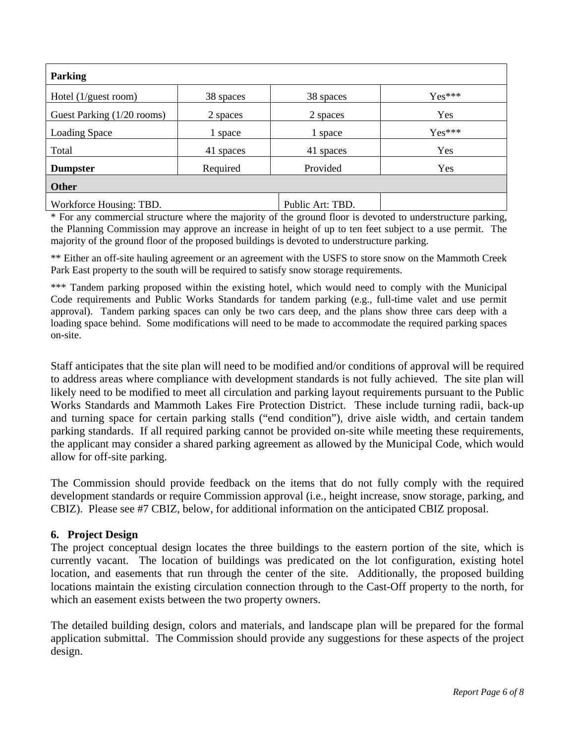| **Parking** | | | |
|---|---|---|---|
| Hotel (1/guest room) | 38 spaces | 38 spaces | Yes*** |
| Guest Parking (1/20 rooms) | 2 spaces | 2 spaces | Yes |
| Loading Space | 1 space | 1 space | Yes*** |
| Total | 41 spaces | 41 spaces | Yes |
| **Dumpster** | Required | Provided | Yes |
| **Other** | | | |
| Workforce Housing: TBD. | | Public Art: TBD. | |

* For any commercial structure where the majority of the ground floor is devoted to understructure parking, the Planning Commission may approve an increase in height of up to ten feet subject to a use permit. The majority of the ground floor of the proposed buildings is devoted to understructure parking.

** Either an off-site hauling agreement or an agreement with the USFS to store snow on the Mammoth Creek Park East property to the south will be required to satisfy snow storage requirements.

*** Tandem parking proposed within the existing hotel, which would need to comply with the Municipal Code requirements and Public Works Standards for tandem parking (e.g., full-time valet and use permit approval). Tandem parking spaces can only be two cars deep, and the plans show three cars deep with a loading space behind. Some modifications will need to be made to accommodate the required parking spaces on-site.

Staff anticipates that the site plan will need to be modified and/or conditions of approval will be required to address areas where compliance with development standards is not fully achieved. The site plan will likely need to be modified to meet all circulation and parking layout requirements pursuant to the Public Works Standards and Mammoth Lakes Fire Protection District. These include turning radii, back-up and turning space for certain parking stalls ("end condition"), drive aisle width, and certain tandem parking standards. If all required parking cannot be provided on-site while meeting these requirements, the applicant may consider a shared parking agreement as allowed by the Municipal Code, which would allow for off-site parking.

The Commission should provide feedback on the items that do not fully comply with the required development standards or require Commission approval (i.e., height increase, snow storage, parking, and CBIZ). Please see #7 CBIZ, below, for additional information on the anticipated CBIZ proposal.

### 6. Project Design

The project conceptual design locates the three buildings to the eastern portion of the site, which is currently vacant. The location of buildings was predicated on the lot configuration, existing hotel location, and easements that run through the center of the site. Additionally, the proposed building locations maintain the existing circulation connection through to the Cast-Off property to the north, for which an easement exists between the two property owners.

The detailed building design, colors and materials, and landscape plan will be prepared for the formal application submittal. The Commission should provide any suggestions for these aspects of the project design.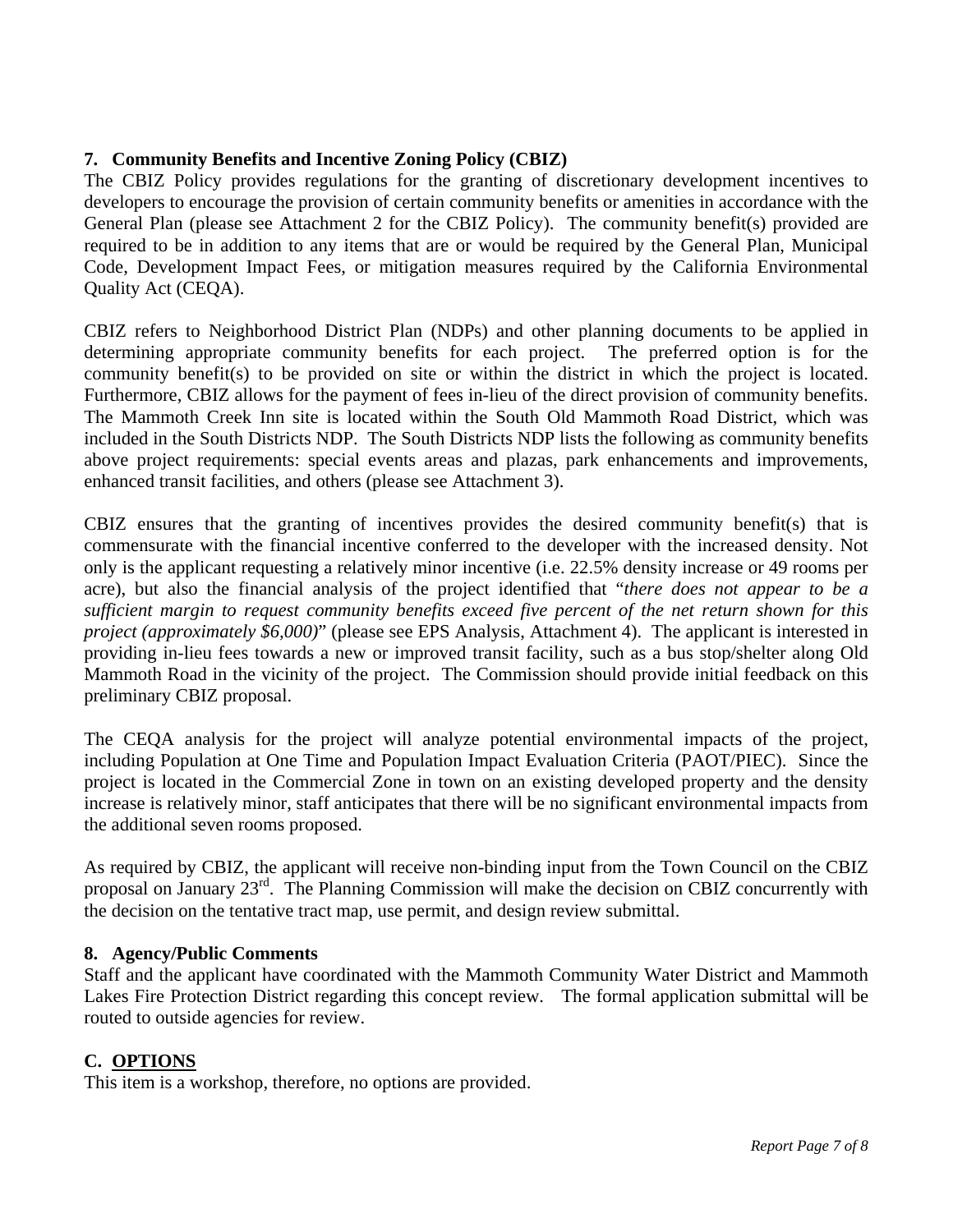### 7. Community Benefits and Incentive Zoning Policy (CBIZ)

The CBIZ Policy provides regulations for the granting of discretionary development incentives to developers to encourage the provision of certain community benefits or amenities in accordance with the General Plan (please see Attachment 2 for the CBIZ Policy). The community benefit(s) provided are required to be in addition to any items that are or would be required by the General Plan, Municipal Code, Development Impact Fees, or mitigation measures required by the California Environmental Quality Act (CEQA).

CBIZ refers to Neighborhood District Plan (NDPs) and other planning documents to be applied in determining appropriate community benefits for each project. The preferred option is for the community benefit(s) to be provided on site or within the district in which the project is located. Furthermore, CBIZ allows for the payment of fees in-lieu of the direct provision of community benefits. The Mammoth Creek Inn site is located within the South Old Mammoth Road District, which was included in the South Districts NDP. The South Districts NDP lists the following as community benefits above project requirements: special events areas and plazas, park enhancements and improvements, enhanced transit facilities, and others (please see Attachment 3).

CBIZ ensures that the granting of incentives provides the desired community benefit(s) that is commensurate with the financial incentive conferred to the developer with the increased density. Not only is the applicant requesting a relatively minor incentive (i.e. 22.5% density increase or 49 rooms per acre), but also the financial analysis of the project identified that "*there does not appear to be a sufficient margin to request community benefits exceed five percent of the net return shown for this project (approximately $6,000)*" (please see EPS Analysis, Attachment 4). The applicant is interested in providing in-lieu fees towards a new or improved transit facility, such as a bus stop/shelter along Old Mammoth Road in the vicinity of the project. The Commission should provide initial feedback on this preliminary CBIZ proposal.

The CEQA analysis for the project will analyze potential environmental impacts of the project, including Population at One Time and Population Impact Evaluation Criteria (PAOT/PIEC). Since the project is located in the Commercial Zone in town on an existing developed property and the density increase is relatively minor, staff anticipates that there will be no significant environmental impacts from the additional seven rooms proposed.

As required by CBIZ, the applicant will receive non-binding input from the Town Council on the CBIZ proposal on January 23rd. The Planning Commission will make the decision on CBIZ concurrently with the decision on the tentative tract map, use permit, and design review submittal.

### 8. Agency/Public Comments

Staff and the applicant have coordinated with the Mammoth Community Water District and Mammoth Lakes Fire Protection District regarding this concept review. The formal application submittal will be routed to outside agencies for review.

## C. <u>OPTIONS</u>

This item is a workshop, therefore, no options are provided.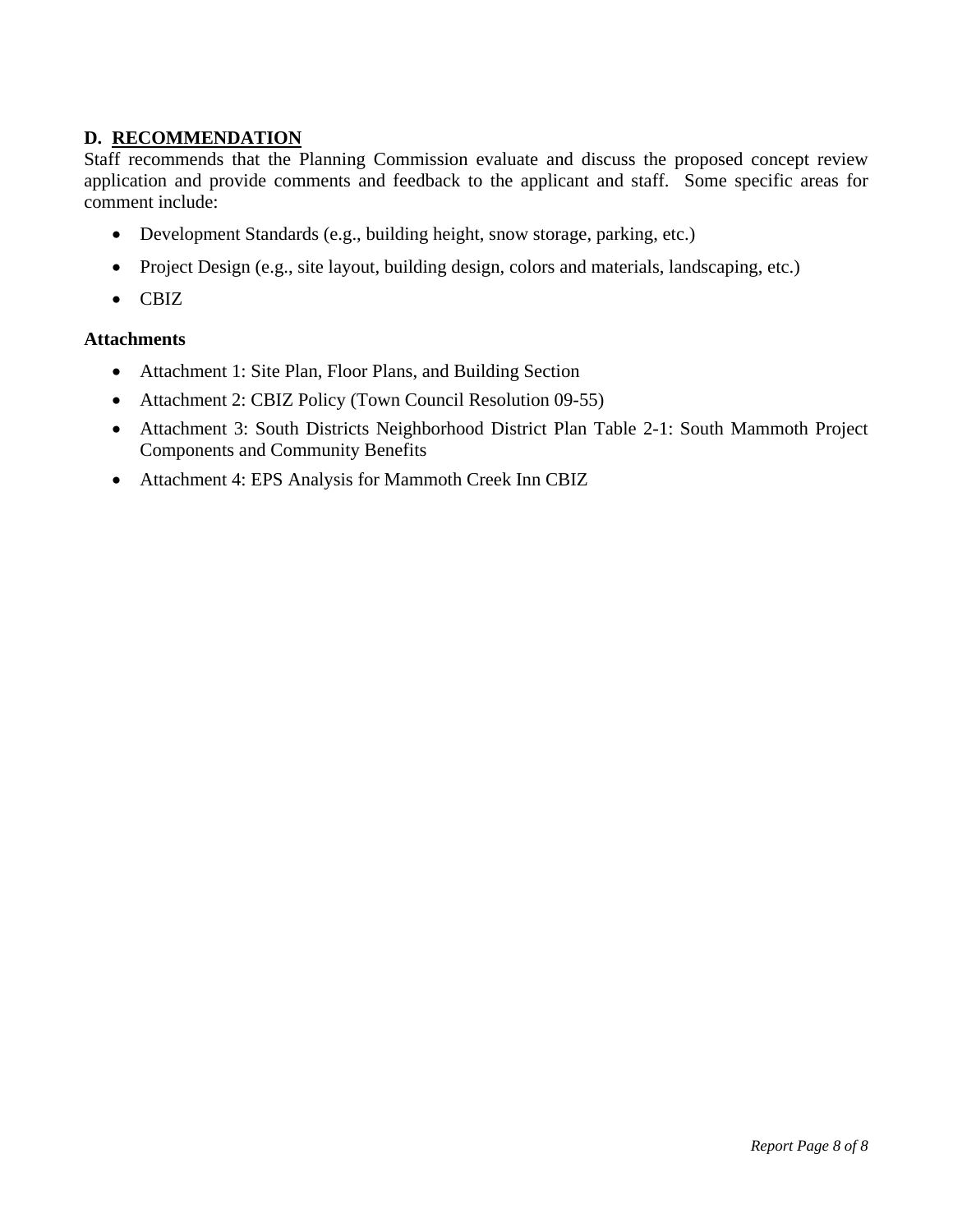## D. RECOMMENDATION

Staff recommends that the Planning Commission evaluate and discuss the proposed concept review application and provide comments and feedback to the applicant and staff. Some specific areas for comment include:

- Development Standards (e.g., building height, snow storage, parking, etc.)
- Project Design (e.g., site layout, building design, colors and materials, landscaping, etc.)
- CBIZ

**Attachments**

- Attachment 1: Site Plan, Floor Plans, and Building Section
- Attachment 2: CBIZ Policy (Town Council Resolution 09-55)
- Attachment 3: South Districts Neighborhood District Plan Table 2-1: South Mammoth Project Components and Community Benefits
- Attachment 4: EPS Analysis for Mammoth Creek Inn CBIZ